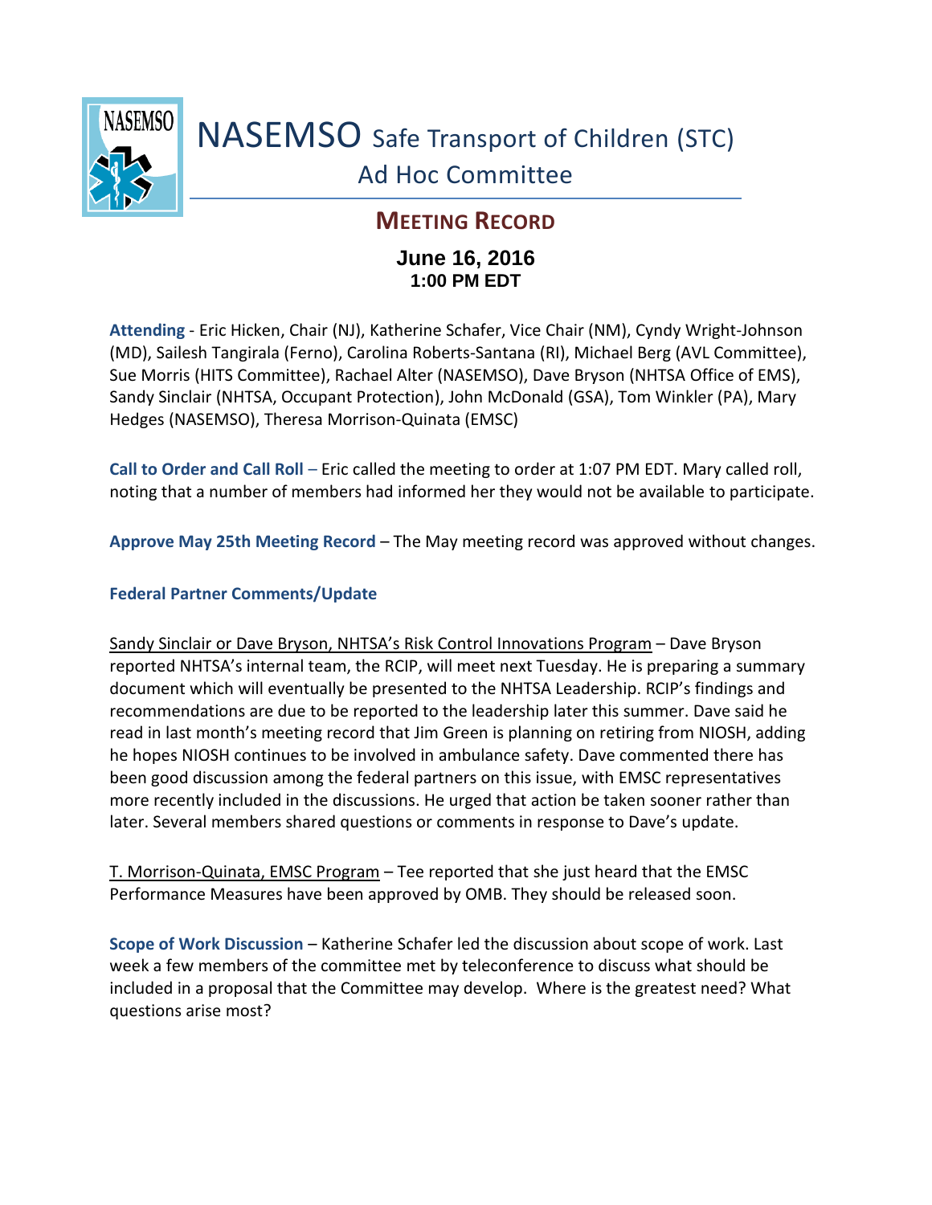# NASEMSO Safe Transport of Children (STC) Ad Hoc Committee

## MEETING RECORD

**June 16, 2016**
**1:00 PM EDT**

**Attending** - Eric Hicken, Chair (NJ), Katherine Schafer, Vice Chair (NM), Cyndy Wright-Johnson (MD), Sailesh Tangirala (Ferno), Carolina Roberts-Santana (RI), Michael Berg (AVL Committee), Sue Morris (HITS Committee), Rachael Alter (NASEMSO), Dave Bryson (NHTSA Office of EMS), Sandy Sinclair (NHTSA, Occupant Protection), John McDonald (GSA), Tom Winkler (PA), Mary Hedges (NASEMSO), Theresa Morrison-Quinata (EMSC)

**Call to Order and Call Roll** – Eric called the meeting to order at 1:07 PM EDT. Mary called roll, noting that a number of members had informed her they would not be available to participate.

**Approve May 25th Meeting Record** – The May meeting record was approved without changes.

**Federal Partner Comments/Update**

Sandy Sinclair or Dave Bryson, NHTSA's Risk Control Innovations Program – Dave Bryson reported NHTSA's internal team, the RCIP, will meet next Tuesday. He is preparing a summary document which will eventually be presented to the NHTSA Leadership. RCIP's findings and recommendations are due to be reported to the leadership later this summer. Dave said he read in last month's meeting record that Jim Green is planning on retiring from NIOSH, adding he hopes NIOSH continues to be involved in ambulance safety. Dave commented there has been good discussion among the federal partners on this issue, with EMSC representatives more recently included in the discussions. He urged that action be taken sooner rather than later. Several members shared questions or comments in response to Dave's update.

T. Morrison-Quinata, EMSC Program – Tee reported that she just heard that the EMSC Performance Measures have been approved by OMB. They should be released soon.

**Scope of Work Discussion** – Katherine Schafer led the discussion about scope of work. Last week a few members of the committee met by teleconference to discuss what should be included in a proposal that the Committee may develop. Where is the greatest need? What questions arise most?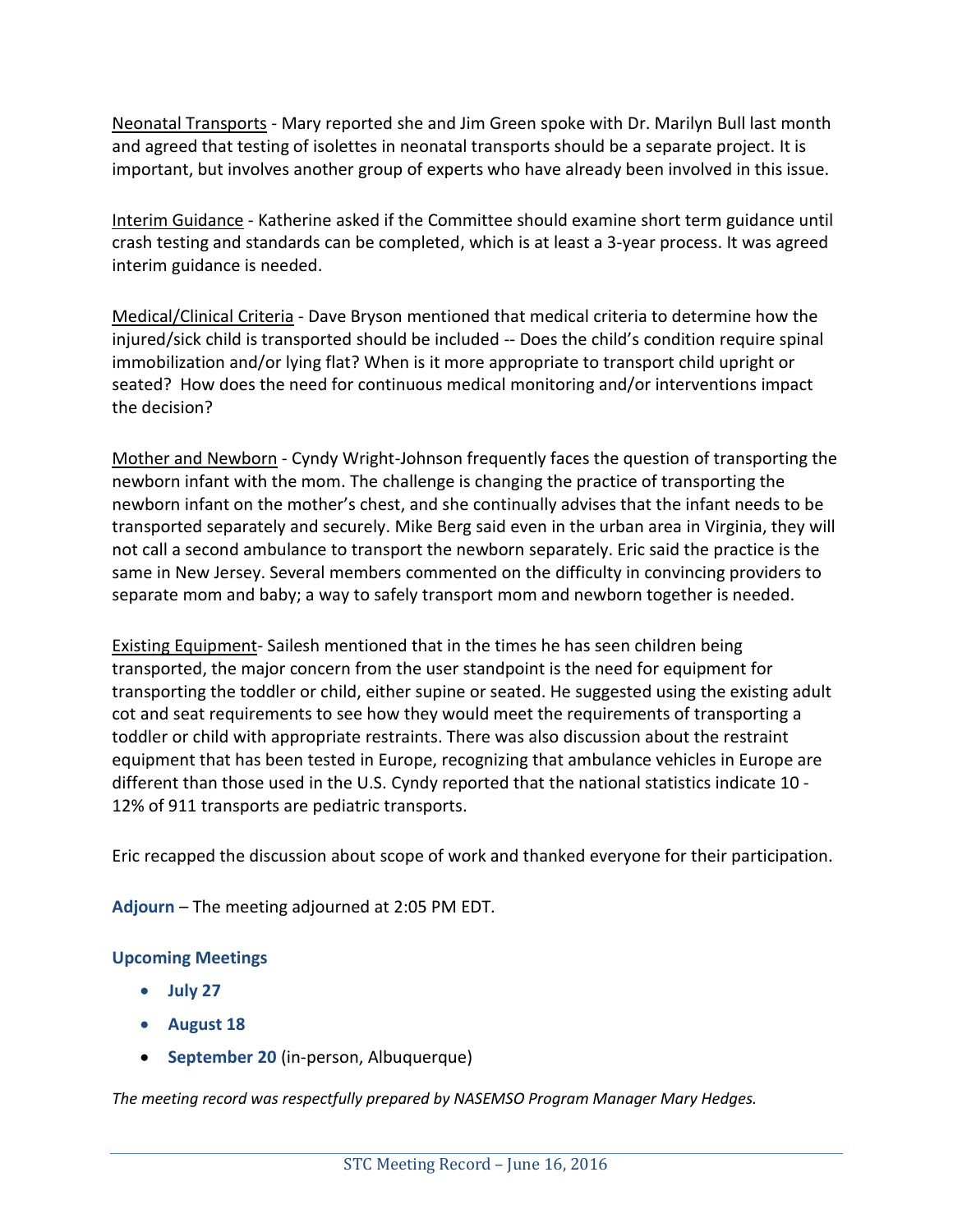Neonatal Transports - Mary reported she and Jim Green spoke with Dr. Marilyn Bull last month and agreed that testing of isolettes in neonatal transports should be a separate project. It is important, but involves another group of experts who have already been involved in this issue.

Interim Guidance - Katherine asked if the Committee should examine short term guidance until crash testing and standards can be completed, which is at least a 3-year process. It was agreed interim guidance is needed.

Medical/Clinical Criteria - Dave Bryson mentioned that medical criteria to determine how the injured/sick child is transported should be included -- Does the child's condition require spinal immobilization and/or lying flat? When is it more appropriate to transport child upright or seated? How does the need for continuous medical monitoring and/or interventions impact the decision?

Mother and Newborn - Cyndy Wright-Johnson frequently faces the question of transporting the newborn infant with the mom. The challenge is changing the practice of transporting the newborn infant on the mother's chest, and she continually advises that the infant needs to be transported separately and securely. Mike Berg said even in the urban area in Virginia, they will not call a second ambulance to transport the newborn separately. Eric said the practice is the same in New Jersey. Several members commented on the difficulty in convincing providers to separate mom and baby; a way to safely transport mom and newborn together is needed.

Existing Equipment- Sailesh mentioned that in the times he has seen children being transported, the major concern from the user standpoint is the need for equipment for transporting the toddler or child, either supine or seated. He suggested using the existing adult cot and seat requirements to see how they would meet the requirements of transporting a toddler or child with appropriate restraints. There was also discussion about the restraint equipment that has been tested in Europe, recognizing that ambulance vehicles in Europe are different than those used in the U.S. Cyndy reported that the national statistics indicate 10 - 12% of 911 transports are pediatric transports.

Eric recapped the discussion about scope of work and thanked everyone for their participation.

**Adjourn** – The meeting adjourned at 2:05 PM EDT.

### Upcoming Meetings

- **July 27**
- **August 18**
- **September 20** (in-person, Albuquerque)

*The meeting record was respectfully prepared by NASEMSO Program Manager Mary Hedges.*